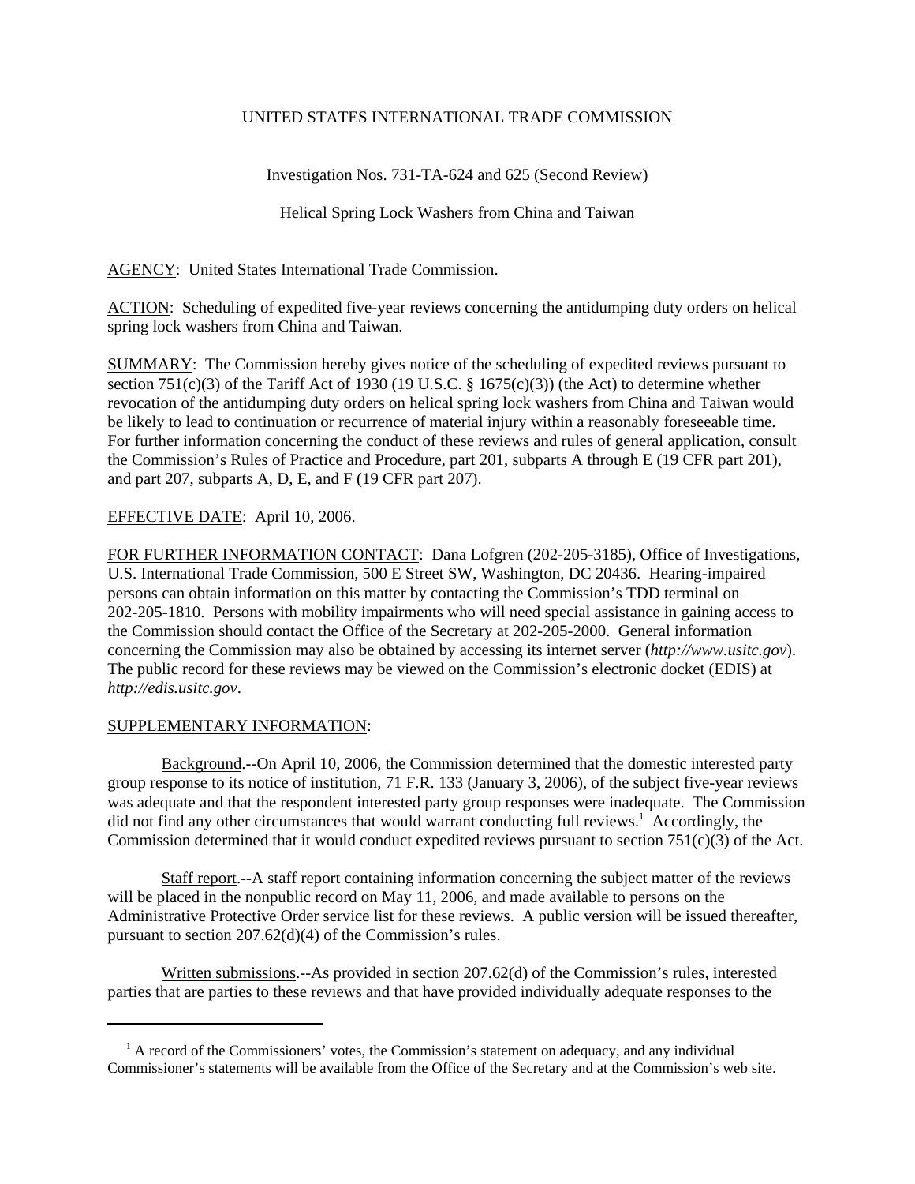UNITED STATES INTERNATIONAL TRADE COMMISSION

Investigation Nos. 731-TA-624 and 625 (Second Review)

Helical Spring Lock Washers from China and Taiwan

AGENCY: United States International Trade Commission.

ACTION: Scheduling of expedited five-year reviews concerning the antidumping duty orders on helical spring lock washers from China and Taiwan.

SUMMARY: The Commission hereby gives notice of the scheduling of expedited reviews pursuant to section 751(c)(3) of the Tariff Act of 1930 (19 U.S.C. § 1675(c)(3)) (the Act) to determine whether revocation of the antidumping duty orders on helical spring lock washers from China and Taiwan would be likely to lead to continuation or recurrence of material injury within a reasonably foreseeable time. For further information concerning the conduct of these reviews and rules of general application, consult the Commission's Rules of Practice and Procedure, part 201, subparts A through E (19 CFR part 201), and part 207, subparts A, D, E, and F (19 CFR part 207).

EFFECTIVE DATE: April 10, 2006.

FOR FURTHER INFORMATION CONTACT: Dana Lofgren (202-205-3185), Office of Investigations, U.S. International Trade Commission, 500 E Street SW, Washington, DC 20436. Hearing-impaired persons can obtain information on this matter by contacting the Commission's TDD terminal on 202-205-1810. Persons with mobility impairments who will need special assistance in gaining access to the Commission should contact the Office of the Secretary at 202-205-2000. General information concerning the Commission may also be obtained by accessing its internet server (*http://www.usitc.gov*). The public record for these reviews may be viewed on the Commission's electronic docket (EDIS) at *http://edis.usitc.gov*.

SUPPLEMENTARY INFORMATION:

Background.--On April 10, 2006, the Commission determined that the domestic interested party group response to its notice of institution, 71 F.R. 133 (January 3, 2006), of the subject five-year reviews was adequate and that the respondent interested party group responses were inadequate. The Commission did not find any other circumstances that would warrant conducting full reviews.[1] Accordingly, the Commission determined that it would conduct expedited reviews pursuant to section 751(c)(3) of the Act.

Staff report.--A staff report containing information concerning the subject matter of the reviews will be placed in the nonpublic record on May 11, 2006, and made available to persons on the Administrative Protective Order service list for these reviews. A public version will be issued thereafter, pursuant to section 207.62(d)(4) of the Commission's rules.

Written submissions.--As provided in section 207.62(d) of the Commission's rules, interested parties that are parties to these reviews and that have provided individually adequate responses to the

[1] A record of the Commissioners' votes, the Commission's statement on adequacy, and any individual Commissioner's statements will be available from the Office of the Secretary and at the Commission's web site.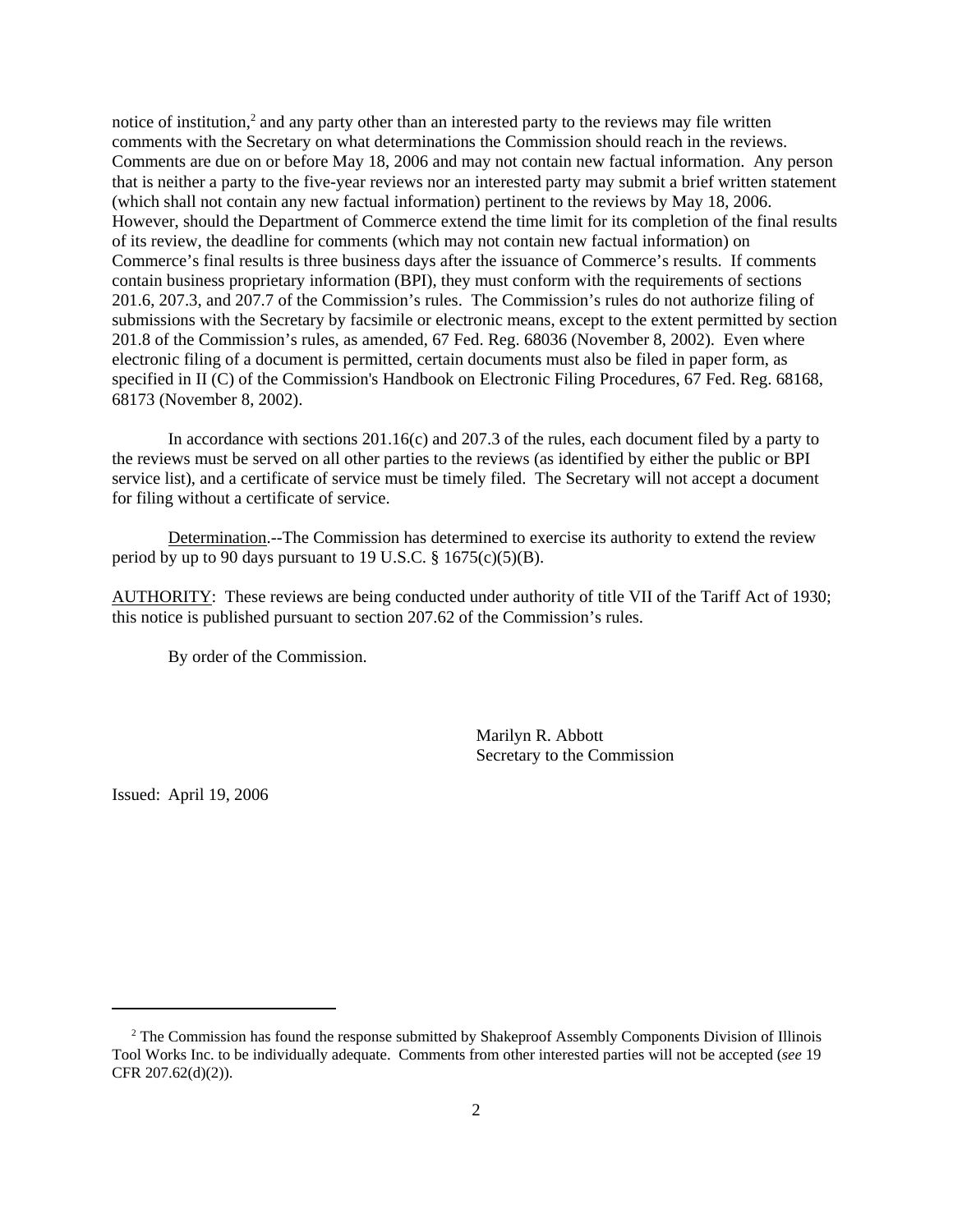notice of institution,[2] and any party other than an interested party to the reviews may file written comments with the Secretary on what determinations the Commission should reach in the reviews. Comments are due on or before May 18, 2006 and may not contain new factual information. Any person that is neither a party to the five-year reviews nor an interested party may submit a brief written statement (which shall not contain any new factual information) pertinent to the reviews by May 18, 2006. However, should the Department of Commerce extend the time limit for its completion of the final results of its review, the deadline for comments (which may not contain new factual information) on Commerce's final results is three business days after the issuance of Commerce's results. If comments contain business proprietary information (BPI), they must conform with the requirements of sections 201.6, 207.3, and 207.7 of the Commission's rules. The Commission's rules do not authorize filing of submissions with the Secretary by facsimile or electronic means, except to the extent permitted by section 201.8 of the Commission's rules, as amended, 67 Fed. Reg. 68036 (November 8, 2002). Even where electronic filing of a document is permitted, certain documents must also be filed in paper form, as specified in II (C) of the Commission's Handbook on Electronic Filing Procedures, 67 Fed. Reg. 68168, 68173 (November 8, 2002).

In accordance with sections 201.16(c) and 207.3 of the rules, each document filed by a party to the reviews must be served on all other parties to the reviews (as identified by either the public or BPI service list), and a certificate of service must be timely filed. The Secretary will not accept a document for filing without a certificate of service.

Determination.--The Commission has determined to exercise its authority to extend the review period by up to 90 days pursuant to 19 U.S.C. § 1675(c)(5)(B).

AUTHORITY: These reviews are being conducted under authority of title VII of the Tariff Act of 1930; this notice is published pursuant to section 207.62 of the Commission's rules.

By order of the Commission.

Marilyn R. Abbott
Secretary to the Commission

Issued: April 19, 2006

---

[2] The Commission has found the response submitted by Shakeproof Assembly Components Division of Illinois Tool Works Inc. to be individually adequate. Comments from other interested parties will not be accepted (*see* 19 CFR 207.62(d)(2)).